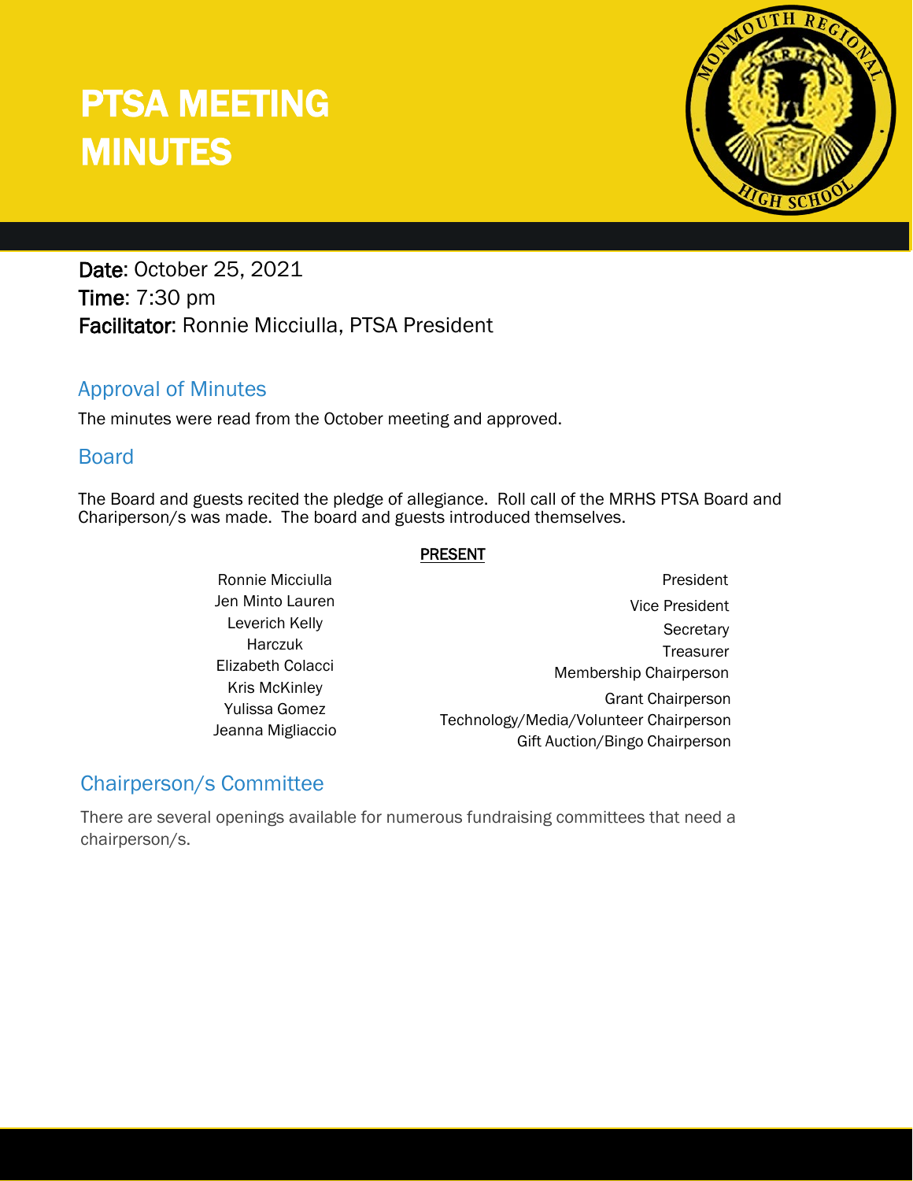# PTSA MEETING MINUTES

**Date**: October 25, 2021
**Time**: 7:30 pm
**Facilitator**: Ronnie Micciulla, PTSA President

## Approval of Minutes

The minutes were read from the October meeting and approved.

## Board

The Board and guests recited the pledge of allegiance. Roll call of the MRHS PTSA Board and Chariperson/s was made. The board and guests introduced themselves.

**PRESENT**

| | |
|---|---|
| Ronnie Micciulla | President |
| Jen Minto Lauren | Vice President |
| Leverich Kelly | Secretary |
| Harczuk | Treasurer |
| Elizabeth Colacci | Membership Chairperson |
| Kris McKinley | Grant Chairperson |
| Yulissa Gomez | Technology/Media/Volunteer Chairperson |
| Jeanna Migliaccio | Gift Auction/Bingo Chairperson |

## Chairperson/s Committee

There are several openings available for numerous fundraising committees that need a chairperson/s.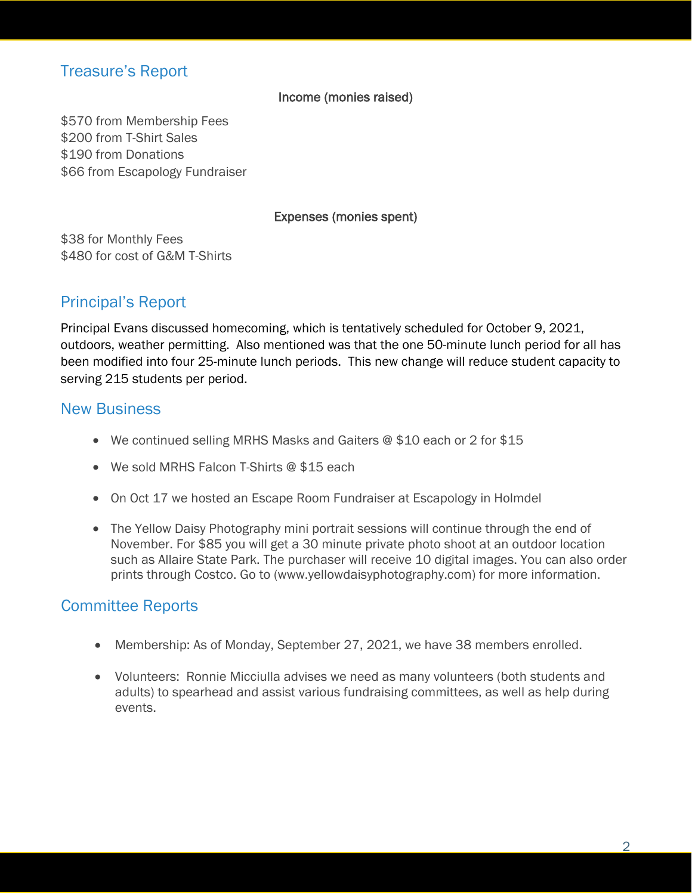## Treasure's Report

**Income (monies raised)**

$570 from Membership Fees
$200 from T-Shirt Sales
$190 from Donations
$66 from Escapology Fundraiser

**Expenses (monies spent)**

$38 for Monthly Fees
$480 for cost of G&M T-Shirts

## Principal's Report

Principal Evans discussed homecoming, which is tentatively scheduled for October 9, 2021, outdoors, weather permitting. Also mentioned was that the one 50-minute lunch period for all has been modified into four 25-minute lunch periods. This new change will reduce student capacity to serving 215 students per period.

## New Business

- We continued selling MRHS Masks and Gaiters @ $10 each or 2 for $15
- We sold MRHS Falcon T-Shirts @ $15 each
- On Oct 17 we hosted an Escape Room Fundraiser at Escapology in Holmdel
- The Yellow Daisy Photography mini portrait sessions will continue through the end of November. For $85 you will get a 30 minute private photo shoot at an outdoor location such as Allaire State Park. The purchaser will receive 10 digital images. You can also order prints through Costco. Go to (www.yellowdaisyphotography.com) for more information.

## Committee Reports

- Membership: As of Monday, September 27, 2021, we have 38 members enrolled.
- Volunteers: Ronnie Micciulla advises we need as many volunteers (both students and adults) to spearhead and assist various fundraising committees, as well as help during events.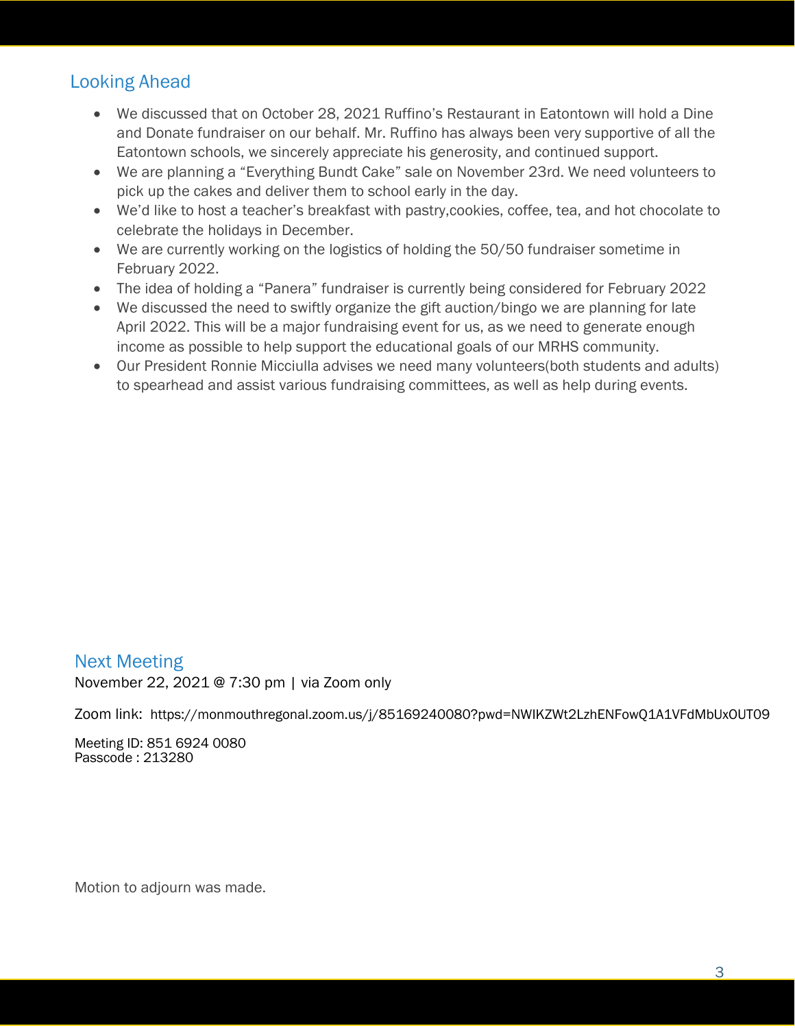## Looking Ahead

- We discussed that on October 28, 2021 Ruffino's Restaurant in Eatontown will hold a Dine and Donate fundraiser on our behalf. Mr. Ruffino has always been very supportive of all the Eatontown schools, we sincerely appreciate his generosity, and continued support.
- We are planning a "Everything Bundt Cake" sale on November 23rd. We need volunteers to pick up the cakes and deliver them to school early in the day.
- We'd like to host a teacher's breakfast with pastry,cookies, coffee, tea, and hot chocolate to celebrate the holidays in December.
- We are currently working on the logistics of holding the 50/50 fundraiser sometime in February 2022.
- The idea of holding a "Panera" fundraiser is currently being considered for February 2022
- We discussed the need to swiftly organize the gift auction/bingo we are planning for late April 2022. This will be a major fundraising event for us, as we need to generate enough income as possible to help support the educational goals of our MRHS community.
- Our President Ronnie Micciulla advises we need many volunteers(both students and adults) to spearhead and assist various fundraising committees, as well as help during events.

## Next Meeting

November 22, 2021 @ 7:30 pm | via Zoom only

Zoom link: https://monmouthregonal.zoom.us/j/85169240080?pwd=NWIKZWt2LzhENFowQ1A1VFdMbUxOUT09

Meeting ID: 851 6924 0080
Passcode : 213280

Motion to adjourn was made.